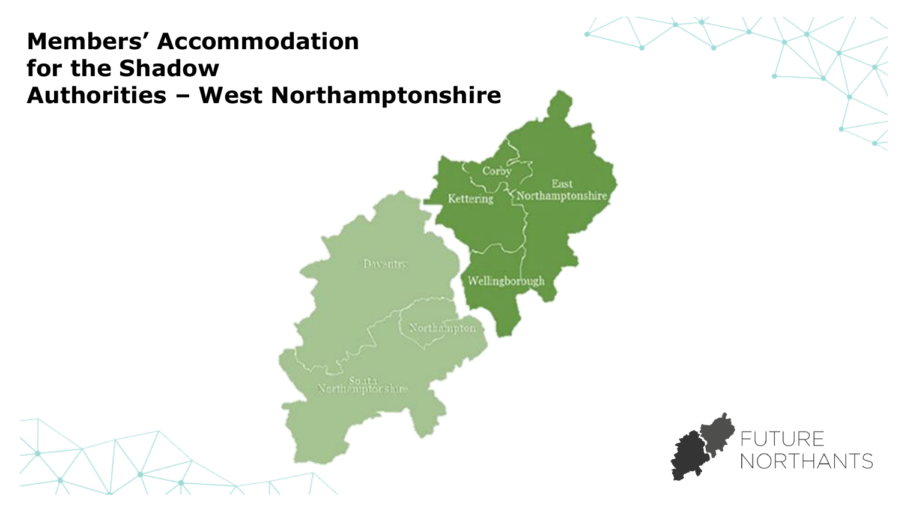# Members' Accommodation for the Shadow Authorities – West Northamptonshire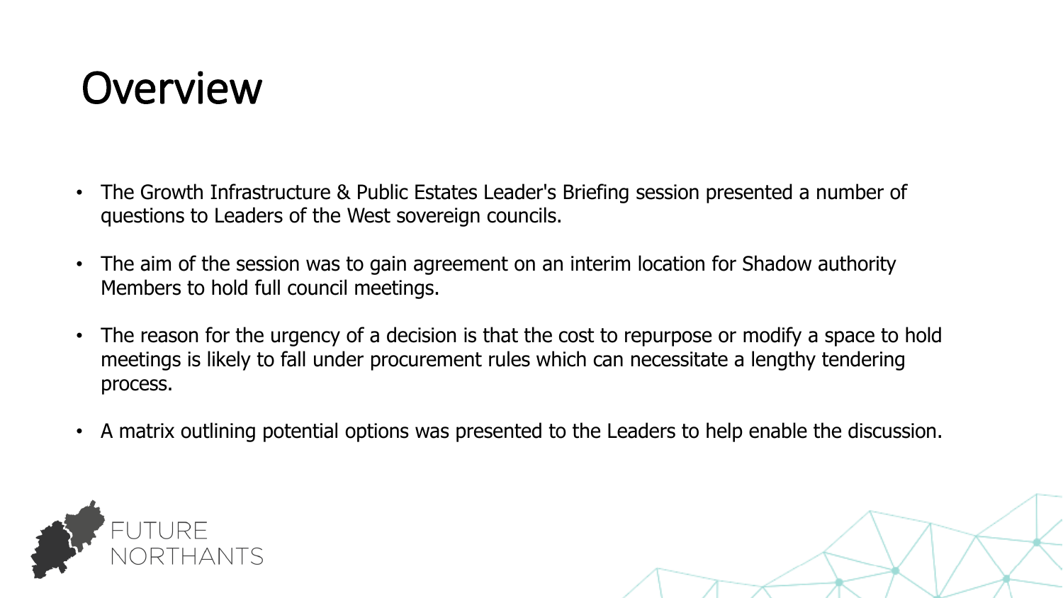# Overview

- The Growth Infrastructure & Public Estates Leader's Briefing session presented a number of questions to Leaders of the West sovereign councils.
- The aim of the session was to gain agreement on an interim location for Shadow authority Members to hold full council meetings.
- The reason for the urgency of a decision is that the cost to repurpose or modify a space to hold meetings is likely to fall under procurement rules which can necessitate a lengthy tendering process.
- A matrix outlining potential options was presented to the Leaders to help enable the discussion.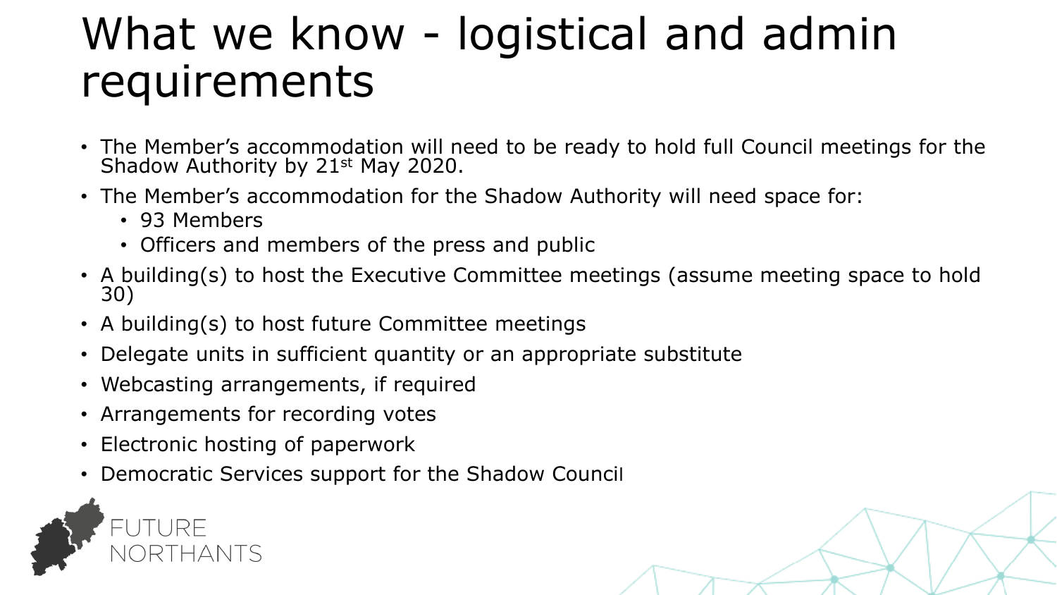# What we know - logistical and admin requirements

- The Member's accommodation will need to be ready to hold full Council meetings for the Shadow Authority by 21st May 2020.
- The Member's accommodation for the Shadow Authority will need space for:
  - 93 Members
  - Officers and members of the press and public
- A building(s) to host the Executive Committee meetings (assume meeting space to hold 30)
- A building(s) to host future Committee meetings
- Delegate units in sufficient quantity or an appropriate substitute
- Webcasting arrangements, if required
- Arrangements for recording votes
- Electronic hosting of paperwork
- Democratic Services support for the Shadow Council

FUTURE NORTHANTS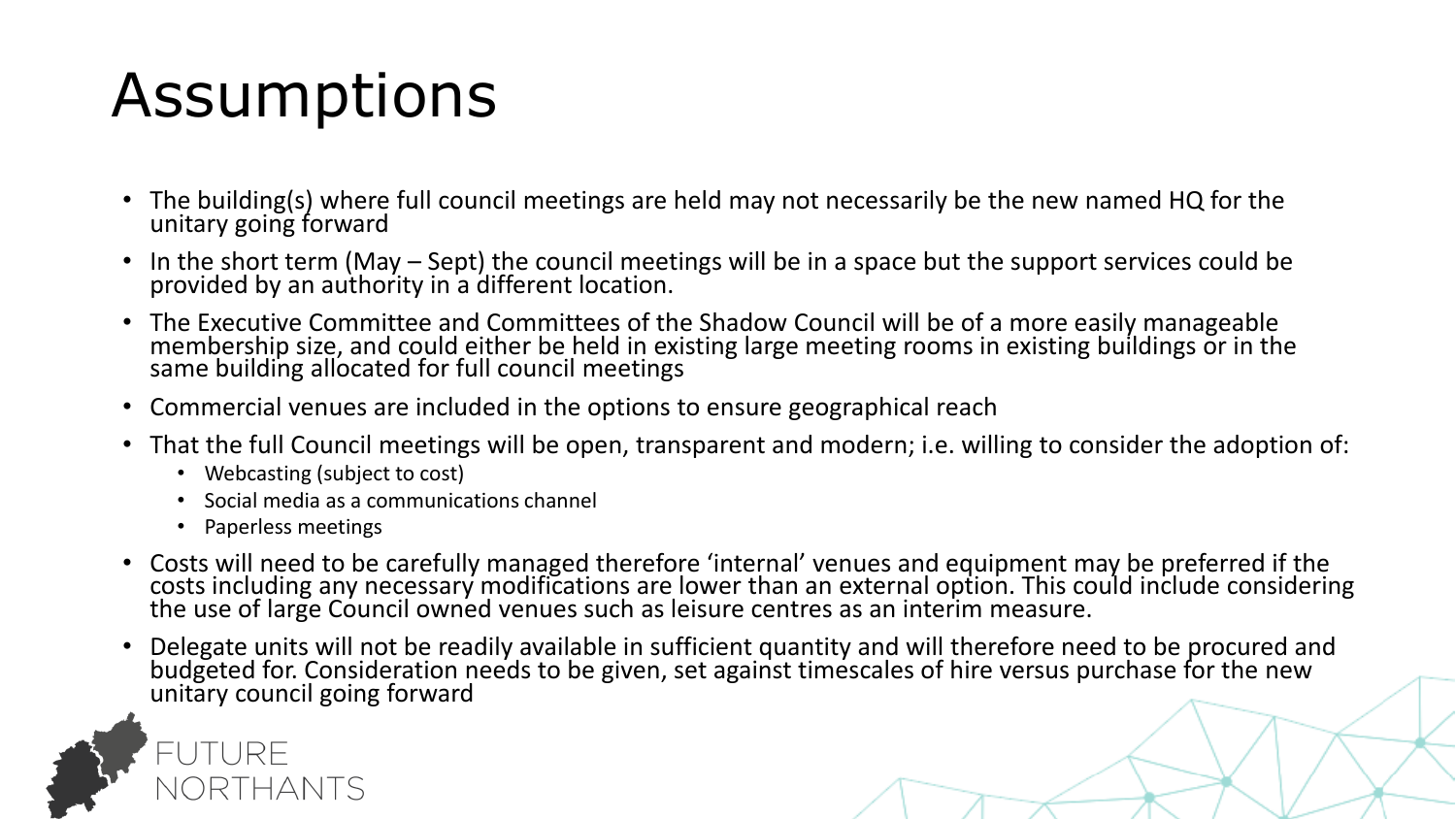# Assumptions

- The building(s) where full council meetings are held may not necessarily be the new named HQ for the unitary going forward
- In the short term (May – Sept) the council meetings will be in a space but the support services could be provided by an authority in a different location.
- The Executive Committee and Committees of the Shadow Council will be of a more easily manageable membership size, and could either be held in existing large meeting rooms in existing buildings or in the same building allocated for full council meetings
- Commercial venues are included in the options to ensure geographical reach
- That the full Council meetings will be open, transparent and modern; i.e. willing to consider the adoption of:
  - Webcasting (subject to cost)
  - Social media as a communications channel
  - Paperless meetings
- Costs will need to be carefully managed therefore 'internal' venues and equipment may be preferred if the costs including any necessary modifications are lower than an external option. This could include considering the use of large Council owned venues such as leisure centres as an interim measure.
- Delegate units will not be readily available in sufficient quantity and will therefore need to be procured and budgeted for. Consideration needs to be given, set against timescales of hire versus purchase for the new unitary council going forward

FUTURE NORTHANTS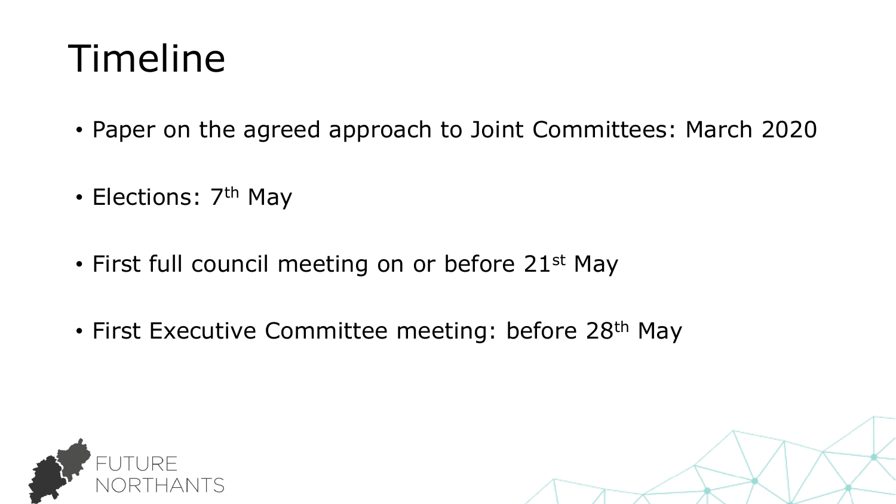# Timeline

- Paper on the agreed approach to Joint Committees: March 2020
- Elections: 7th May
- First full council meeting on or before 21st May
- First Executive Committee meeting: before 28th May

FUTURE NORTHANTS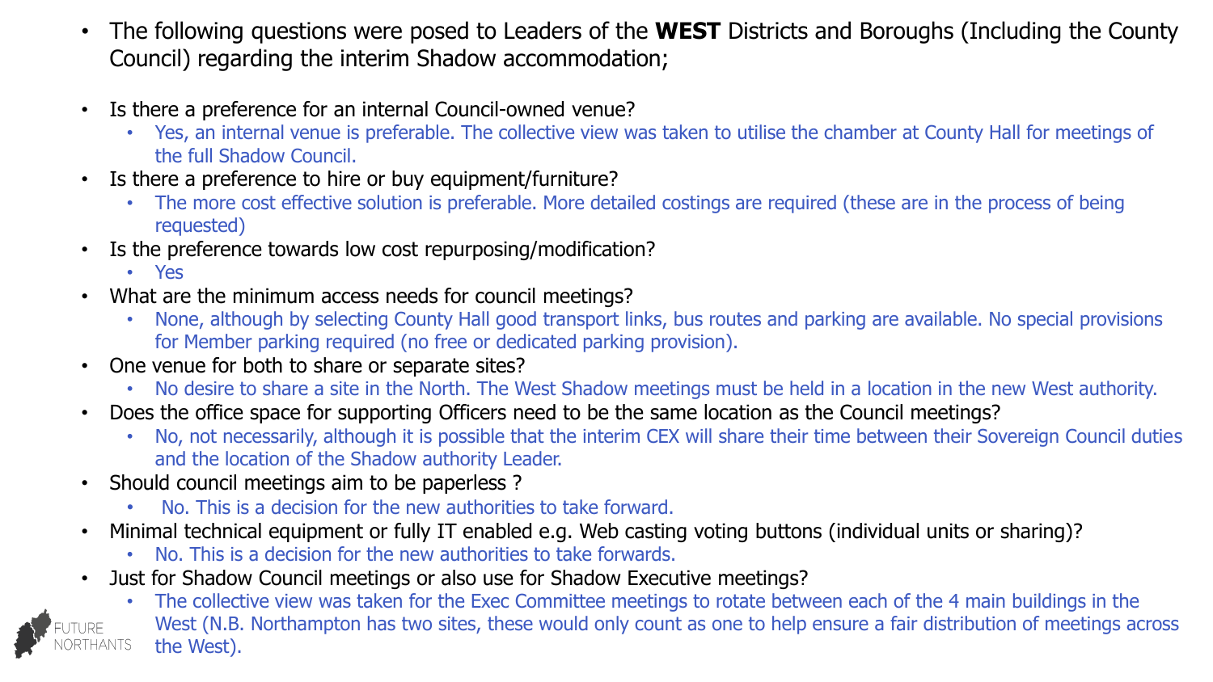- The following questions were posed to Leaders of the **WEST** Districts and Boroughs (Including the County Council) regarding the interim Shadow accommodation;
- Is there a preference for an internal Council-owned venue?
  - Yes, an internal venue is preferable. The collective view was taken to utilise the chamber at County Hall for meetings of the full Shadow Council.
- Is there a preference to hire or buy equipment/furniture?
  - The more cost effective solution is preferable. More detailed costings are required (these are in the process of being requested)
- Is the preference towards low cost repurposing/modification?
  - Yes
- What are the minimum access needs for council meetings?
  - None, although by selecting County Hall good transport links, bus routes and parking are available. No special provisions for Member parking required (no free or dedicated parking provision).
- One venue for both to share or separate sites?
  - No desire to share a site in the North. The West Shadow meetings must be held in a location in the new West authority.
- Does the office space for supporting Officers need to be the same location as the Council meetings?
  - No, not necessarily, although it is possible that the interim CEX will share their time between their Sovereign Council duties and the location of the Shadow authority Leader.
- Should council meetings aim to be paperless ?
  - No. This is a decision for the new authorities to take forward.
- Minimal technical equipment or fully IT enabled e.g. Web casting voting buttons (individual units or sharing)?
  - No. This is a decision for the new authorities to take forwards.
- Just for Shadow Council meetings or also use for Shadow Executive meetings?
  - The collective view was taken for the Exec Committee meetings to rotate between each of the 4 main buildings in the West (N.B. Northampton has two sites, these would only count as one to help ensure a fair distribution of meetings across the West).

FUTURE NORTHANTS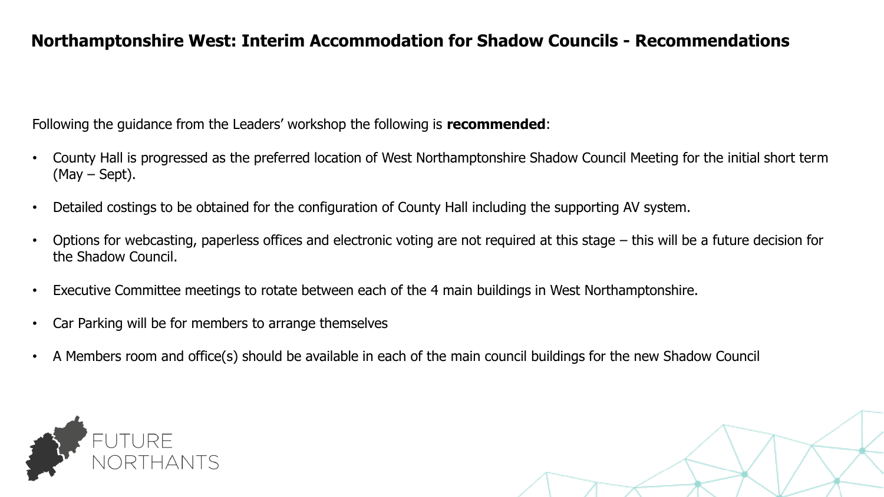# Northamptonshire West: Interim Accommodation for Shadow Councils - Recommendations

Following the guidance from the Leaders' workshop the following is **recommended**:

- County Hall is progressed as the preferred location of West Northamptonshire Shadow Council Meeting for the initial short term (May – Sept).
- Detailed costings to be obtained for the configuration of County Hall including the supporting AV system.
- Options for webcasting, paperless offices and electronic voting are not required at this stage – this will be a future decision for the Shadow Council.
- Executive Committee meetings to rotate between each of the 4 main buildings in West Northamptonshire.
- Car Parking will be for members to arrange themselves
- A Members room and office(s) should be available in each of the main council buildings for the new Shadow Council

FUTURE NORTHANTS